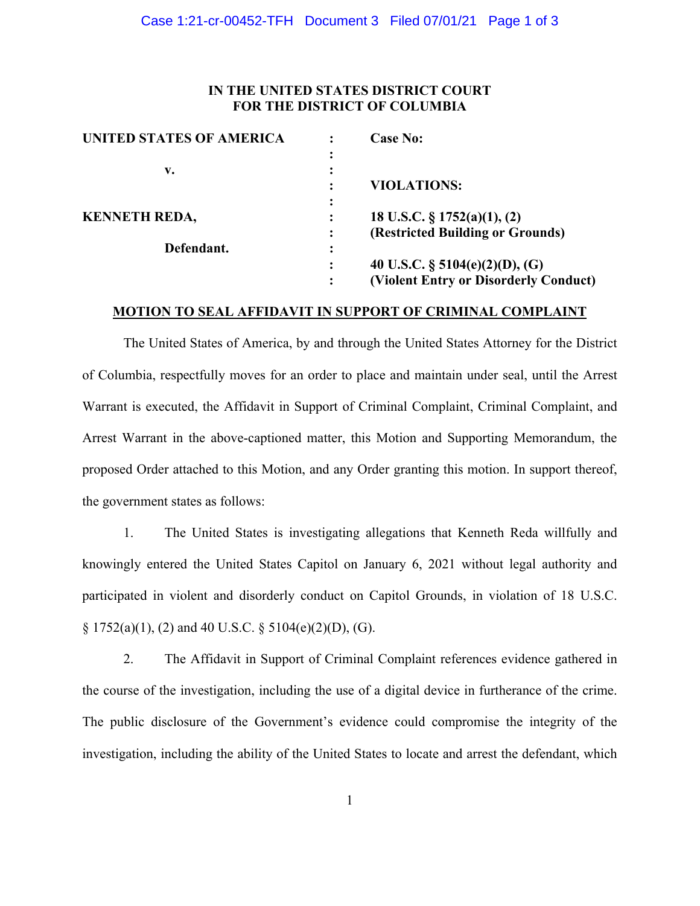**IN THE UNITED STATES DISTRICT COURT**
**FOR THE DISTRICT OF COLUMBIA**

| | | |
|---|---|---|
| **UNITED STATES OF AMERICA** | : | **Case No:** |
| | : | |
| **v.** | : | |
| | : | **VIOLATIONS:** |
| | : | |
| **KENNETH REDA,** | : | **18 U.S.C. § 1752(a)(1), (2)** |
| | : | **(Restricted Building or Grounds)** |
| **Defendant.** | : | |
| | : | **40 U.S.C. § 5104(e)(2)(D), (G)** |
| | : | **(Violent Entry or Disorderly Conduct)** |

**MOTION TO SEAL AFFIDAVIT IN SUPPORT OF CRIMINAL COMPLAINT**

The United States of America, by and through the United States Attorney for the District of Columbia, respectfully moves for an order to place and maintain under seal, until the Arrest Warrant is executed, the Affidavit in Support of Criminal Complaint, Criminal Complaint, and Arrest Warrant in the above-captioned matter, this Motion and Supporting Memorandum, the proposed Order attached to this Motion, and any Order granting this motion. In support thereof, the government states as follows:

1. The United States is investigating allegations that Kenneth Reda willfully and knowingly entered the United States Capitol on January 6, 2021 without legal authority and participated in violent and disorderly conduct on Capitol Grounds, in violation of 18 U.S.C. § 1752(a)(1), (2) and 40 U.S.C. § 5104(e)(2)(D), (G).

2. The Affidavit in Support of Criminal Complaint references evidence gathered in the course of the investigation, including the use of a digital device in furtherance of the crime. The public disclosure of the Government's evidence could compromise the integrity of the investigation, including the ability of the United States to locate and arrest the defendant, which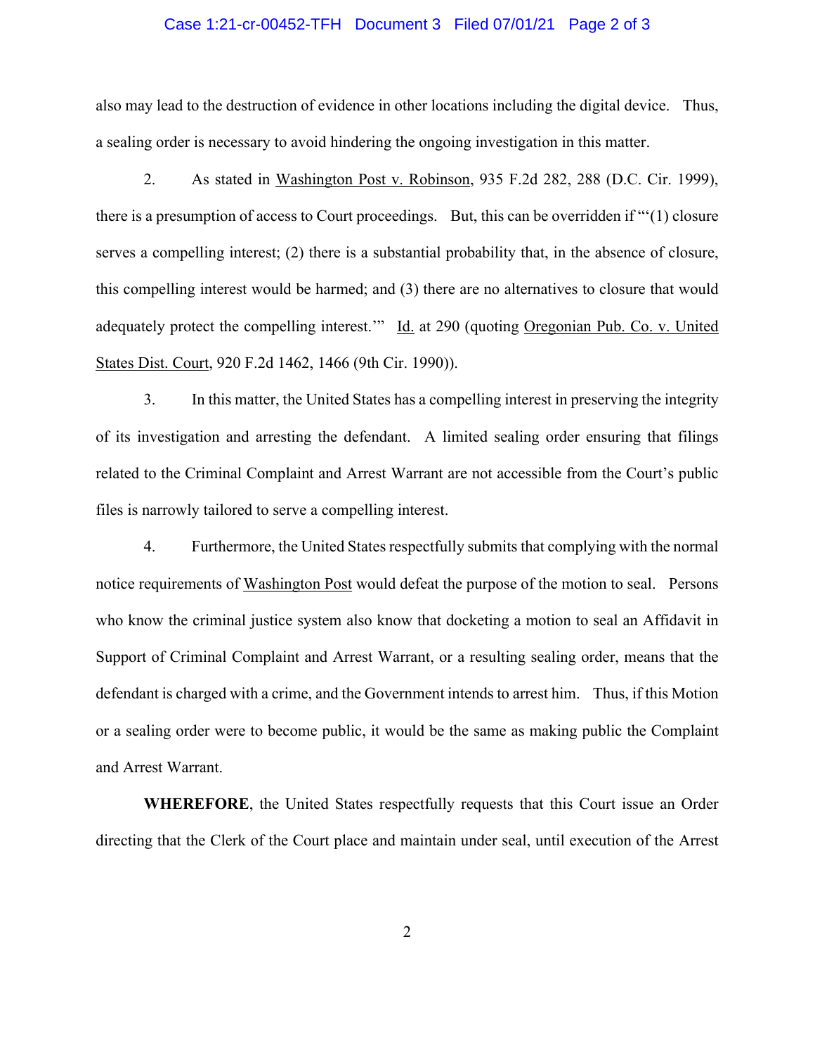also may lead to the destruction of evidence in other locations including the digital device. Thus, a sealing order is necessary to avoid hindering the ongoing investigation in this matter.

2. As stated in Washington Post v. Robinson, 935 F.2d 282, 288 (D.C. Cir. 1999), there is a presumption of access to Court proceedings. But, this can be overridden if "'(1) closure serves a compelling interest; (2) there is a substantial probability that, in the absence of closure, this compelling interest would be harmed; and (3) there are no alternatives to closure that would adequately protect the compelling interest.'" Id. at 290 (quoting Oregonian Pub. Co. v. United States Dist. Court, 920 F.2d 1462, 1466 (9th Cir. 1990)).

3. In this matter, the United States has a compelling interest in preserving the integrity of its investigation and arresting the defendant. A limited sealing order ensuring that filings related to the Criminal Complaint and Arrest Warrant are not accessible from the Court's public files is narrowly tailored to serve a compelling interest.

4. Furthermore, the United States respectfully submits that complying with the normal notice requirements of Washington Post would defeat the purpose of the motion to seal. Persons who know the criminal justice system also know that docketing a motion to seal an Affidavit in Support of Criminal Complaint and Arrest Warrant, or a resulting sealing order, means that the defendant is charged with a crime, and the Government intends to arrest him. Thus, if this Motion or a sealing order were to become public, it would be the same as making public the Complaint and Arrest Warrant.

**WHEREFORE**, the United States respectfully requests that this Court issue an Order directing that the Clerk of the Court place and maintain under seal, until execution of the Arrest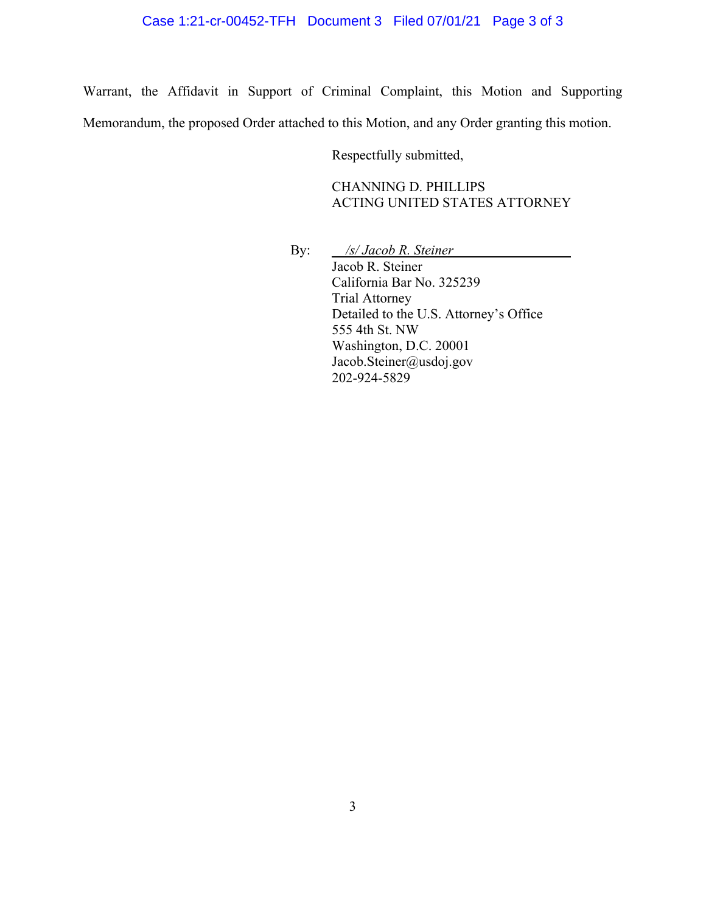Warrant, the Affidavit in Support of Criminal Complaint, this Motion and Supporting Memorandum, the proposed Order attached to this Motion, and any Order granting this motion.

Respectfully submitted,

CHANNING D. PHILLIPS
ACTING UNITED STATES ATTORNEY

By: *\_\_/s/ Jacob R. Steiner\_\_*
Jacob R. Steiner
California Bar No. 325239
Trial Attorney
Detailed to the U.S. Attorney's Office
555 4th St. NW
Washington, D.C. 20001
Jacob.Steiner@usdoj.gov
202-924-5829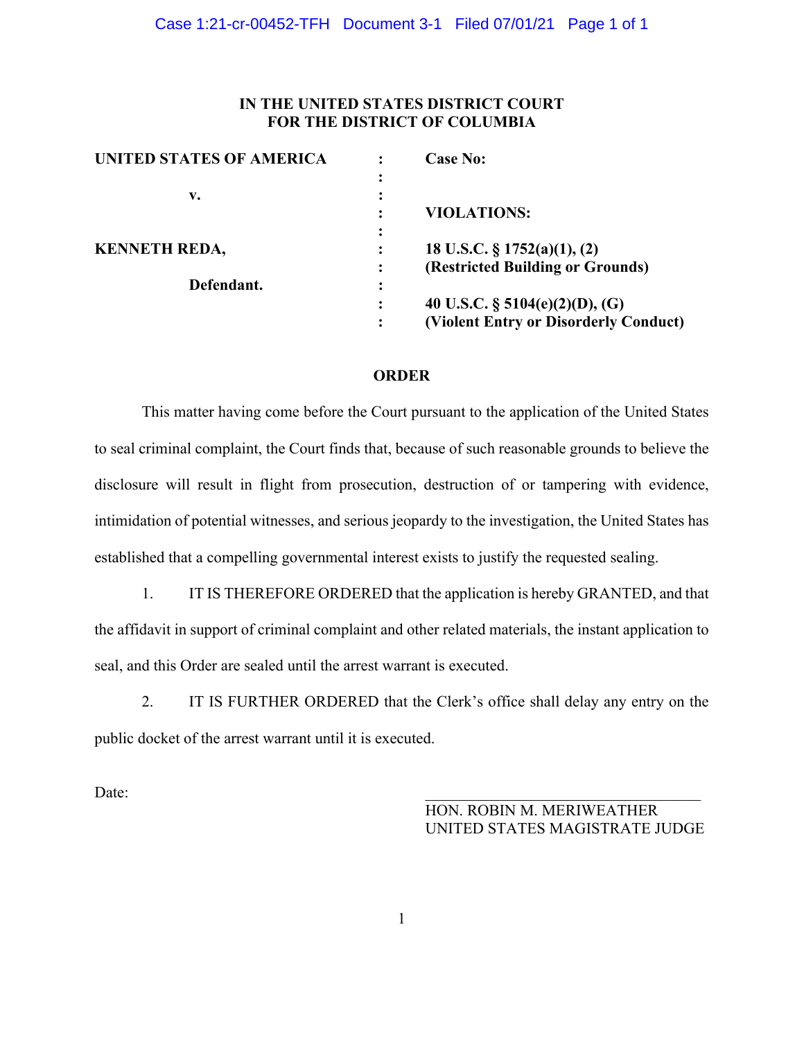**IN THE UNITED STATES DISTRICT COURT**
**FOR THE DISTRICT OF COLUMBIA**

| | | |
|---|---|---|
| **UNITED STATES OF AMERICA** | : | **Case No:** |
| | : | |
| **v.** | : | |
| | : | **VIOLATIONS:** |
| | : | |
| **KENNETH REDA,** | : | **18 U.S.C. § 1752(a)(1), (2)** |
| | : | **(Restricted Building or Grounds)** |
| **Defendant.** | : | |
| | : | **40 U.S.C. § 5104(e)(2)(D), (G)** |
| | : | **(Violent Entry or Disorderly Conduct)** |

**ORDER**

This matter having come before the Court pursuant to the application of the United States to seal criminal complaint, the Court finds that, because of such reasonable grounds to believe the disclosure will result in flight from prosecution, destruction of or tampering with evidence, intimidation of potential witnesses, and serious jeopardy to the investigation, the United States has established that a compelling governmental interest exists to justify the requested sealing.

1. IT IS THEREFORE ORDERED that the application is hereby GRANTED, and that the affidavit in support of criminal complaint and other related materials, the instant application to seal, and this Order are sealed until the arrest warrant is executed.

2. IT IS FURTHER ORDERED that the Clerk's office shall delay any entry on the public docket of the arrest warrant until it is executed.

Date:

\_\_\_\_\_\_\_\_\_\_\_\_\_\_\_\_\_\_\_\_\_\_\_\_\_\_\_\_\_\_\_\_\_\_
HON. ROBIN M. MERIWEATHER
UNITED STATES MAGISTRATE JUDGE